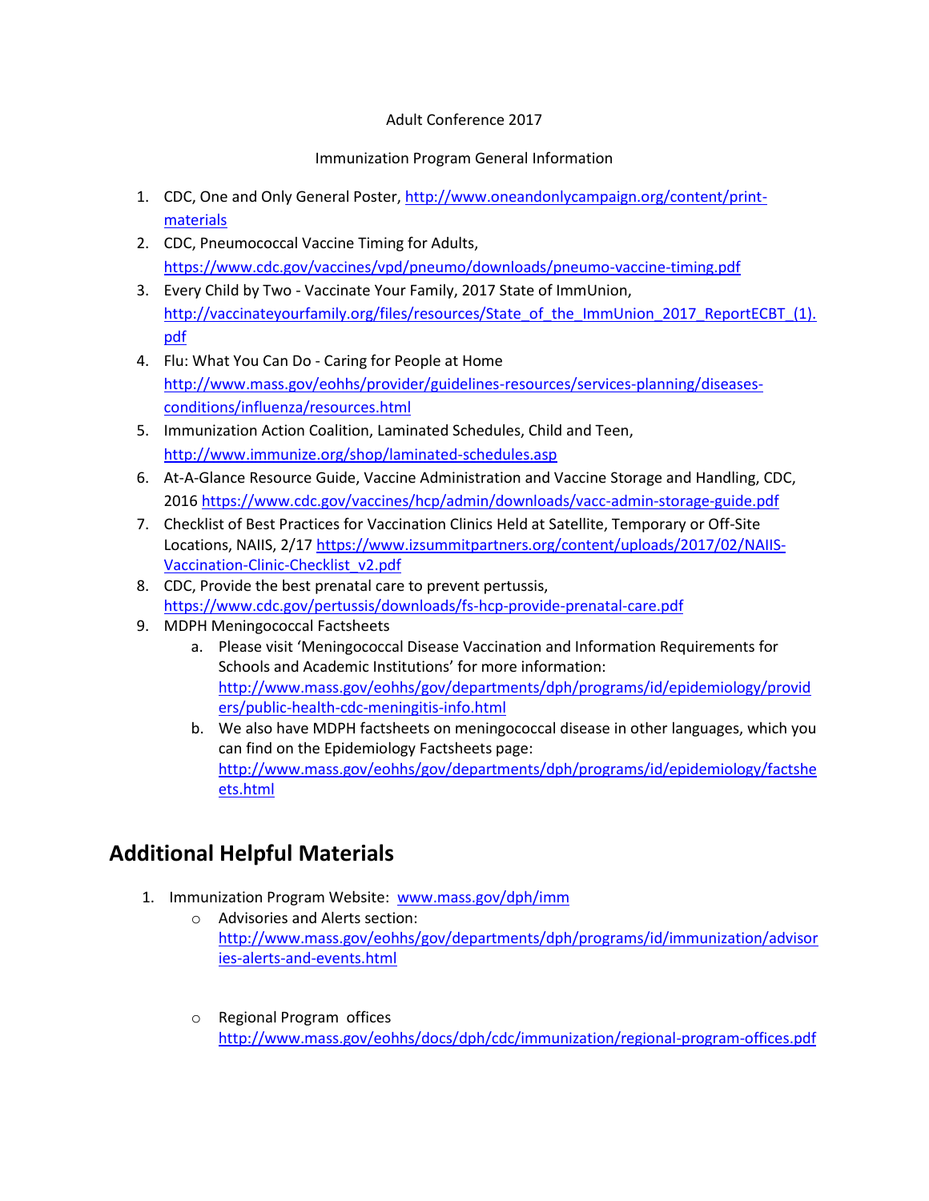Adult Conference 2017

Immunization Program General Information

1. CDC, One and Only General Poster, http://www.oneandonlycampaign.org/content/print-materials
2. CDC, Pneumococcal Vaccine Timing for Adults, https://www.cdc.gov/vaccines/vpd/pneumo/downloads/pneumo-vaccine-timing.pdf
3. Every Child by Two - Vaccinate Your Family, 2017 State of ImmUnion, http://vaccinateyourfamily.org/files/resources/State_of_the_ImmUnion_2017_ReportECBT_(1).pdf
4. Flu: What You Can Do - Caring for People at Home http://www.mass.gov/eohhs/provider/guidelines-resources/services-planning/diseases-conditions/influenza/resources.html
5. Immunization Action Coalition, Laminated Schedules, Child and Teen, http://www.immunize.org/shop/laminated-schedules.asp
6. At-A-Glance Resource Guide, Vaccine Administration and Vaccine Storage and Handling, CDC, 2016 https://www.cdc.gov/vaccines/hcp/admin/downloads/vacc-admin-storage-guide.pdf
7. Checklist of Best Practices for Vaccination Clinics Held at Satellite, Temporary or Off-Site Locations, NAIIS, 2/17 https://www.izsummitpartners.org/content/uploads/2017/02/NAIIS-Vaccination-Clinic-Checklist_v2.pdf
8. CDC, Provide the best prenatal care to prevent pertussis, https://www.cdc.gov/pertussis/downloads/fs-hcp-provide-prenatal-care.pdf
9. MDPH Meningococcal Factsheets
   a. Please visit 'Meningococcal Disease Vaccination and Information Requirements for Schools and Academic Institutions' for more information: http://www.mass.gov/eohhs/gov/departments/dph/programs/id/epidemiology/providers/public-health-cdc-meningitis-info.html
   b. We also have MDPH factsheets on meningococcal disease in other languages, which you can find on the Epidemiology Factsheets page: http://www.mass.gov/eohhs/gov/departments/dph/programs/id/epidemiology/factsheets.html

## Additional Helpful Materials

1. Immunization Program Website: www.mass.gov/dph/imm
   - Advisories and Alerts section: http://www.mass.gov/eohhs/gov/departments/dph/programs/id/immunization/advisories-alerts-and-events.html
   - Regional Program offices http://www.mass.gov/eohhs/docs/dph/cdc/immunization/regional-program-offices.pdf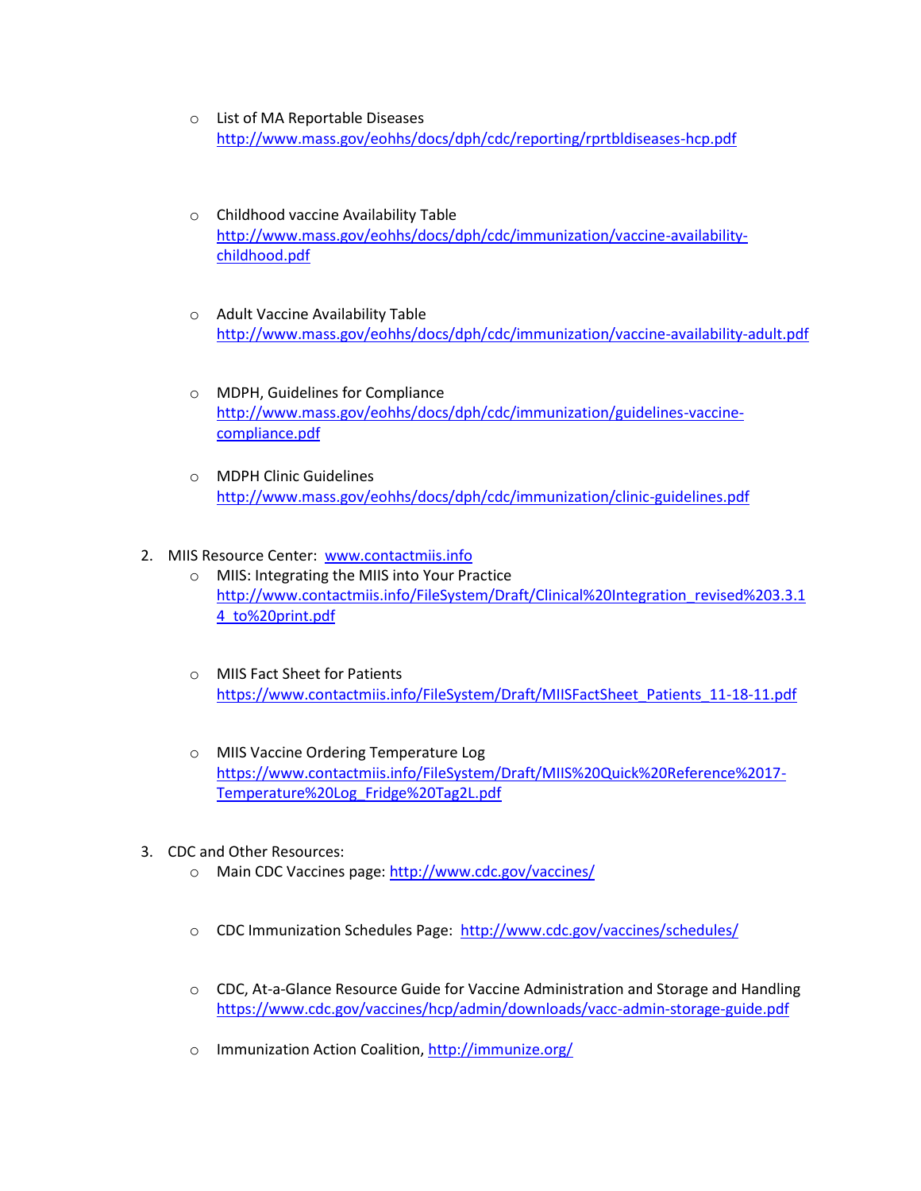- List of MA Reportable Diseases
  http://www.mass.gov/eohhs/docs/dph/cdc/reporting/rprtbldiseases-hcp.pdf

- Childhood vaccine Availability Table
  http://www.mass.gov/eohhs/docs/dph/cdc/immunization/vaccine-availability-childhood.pdf

- Adult Vaccine Availability Table
  http://www.mass.gov/eohhs/docs/dph/cdc/immunization/vaccine-availability-adult.pdf

- MDPH, Guidelines for Compliance
  http://www.mass.gov/eohhs/docs/dph/cdc/immunization/guidelines-vaccine-compliance.pdf

- MDPH Clinic Guidelines
  http://www.mass.gov/eohhs/docs/dph/cdc/immunization/clinic-guidelines.pdf

2. MIIS Resource Center: www.contactmiis.info
   - MIIS: Integrating the MIIS into Your Practice
     http://www.contactmiis.info/FileSystem/Draft/Clinical%20Integration_revised%203.3.14_to%20print.pdf
   - MIIS Fact Sheet for Patients
     https://www.contactmiis.info/FileSystem/Draft/MIISFactSheet_Patients_11-18-11.pdf
   - MIIS Vaccine Ordering Temperature Log
     https://www.contactmiis.info/FileSystem/Draft/MIIS%20Quick%20Reference%2017-Temperature%20Log_Fridge%20Tag2L.pdf

3. CDC and Other Resources:
   - Main CDC Vaccines page: http://www.cdc.gov/vaccines/
   - CDC Immunization Schedules Page: http://www.cdc.gov/vaccines/schedules/
   - CDC, At-a-Glance Resource Guide for Vaccine Administration and Storage and Handling
     https://www.cdc.gov/vaccines/hcp/admin/downloads/vacc-admin-storage-guide.pdf
   - Immunization Action Coalition, http://immunize.org/